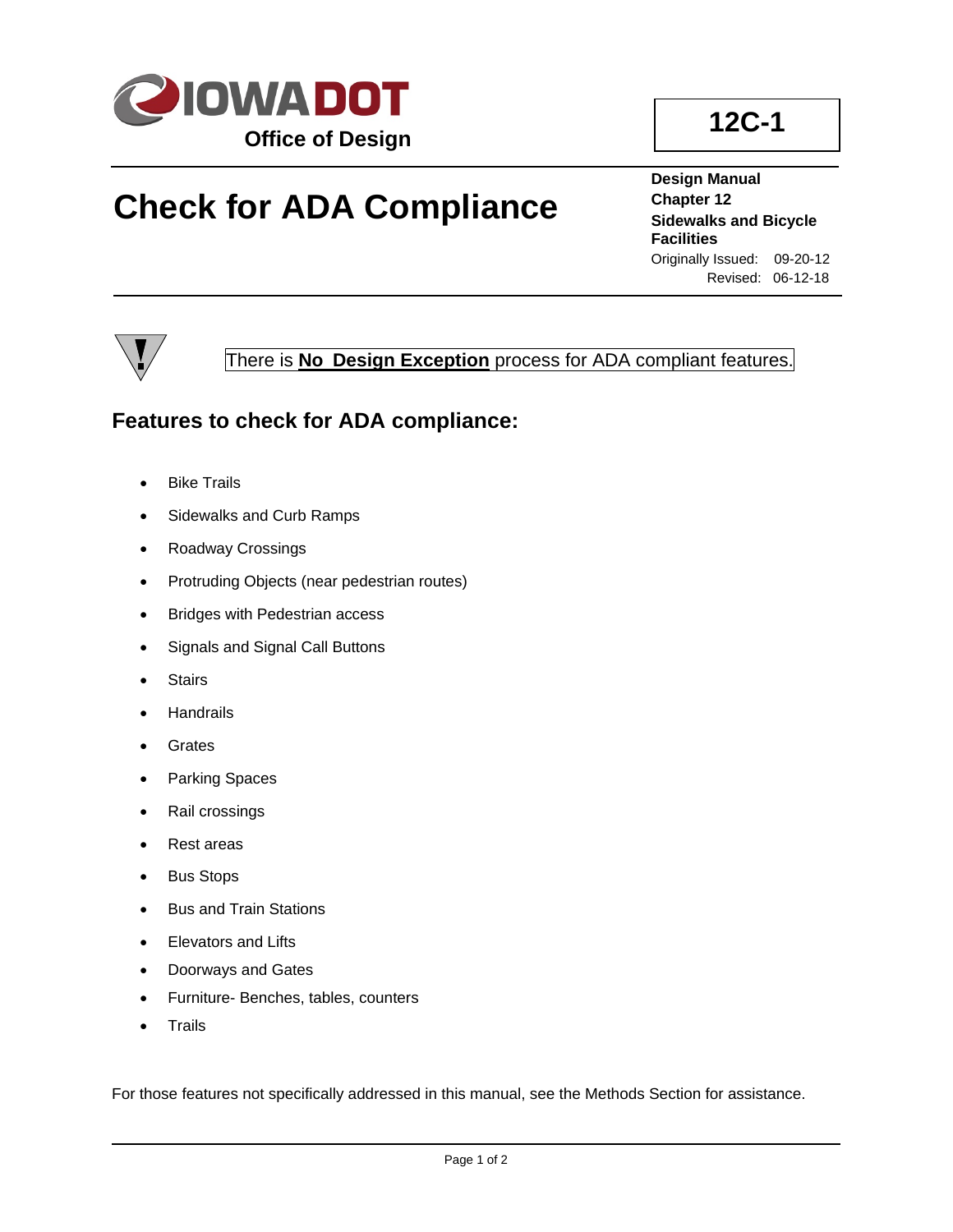IOWA DOT

Office of Design

**12C-1**

# Check for ADA Compliance

**Design Manual**
**Chapter 12**
**Sidewalks and Bicycle Facilities**
Originally Issued: 09-20-12
Revised: 06-12-18

There is **No Design Exception** process for ADA compliant features.

## Features to check for ADA compliance:

- Bike Trails
- Sidewalks and Curb Ramps
- Roadway Crossings
- Protruding Objects (near pedestrian routes)
- Bridges with Pedestrian access
- Signals and Signal Call Buttons
- Stairs
- Handrails
- Grates
- Parking Spaces
- Rail crossings
- Rest areas
- Bus Stops
- Bus and Train Stations
- Elevators and Lifts
- Doorways and Gates
- Furniture- Benches, tables, counters
- Trails

For those features not specifically addressed in this manual, see the Methods Section for assistance.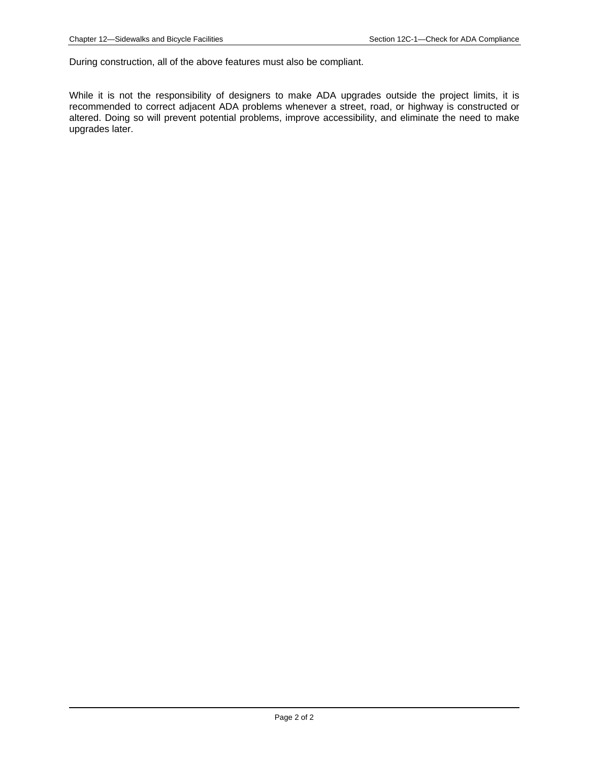During construction, all of the above features must also be compliant.

While it is not the responsibility of designers to make ADA upgrades outside the project limits, it is recommended to correct adjacent ADA problems whenever a street, road, or highway is constructed or altered. Doing so will prevent potential problems, improve accessibility, and eliminate the need to make upgrades later.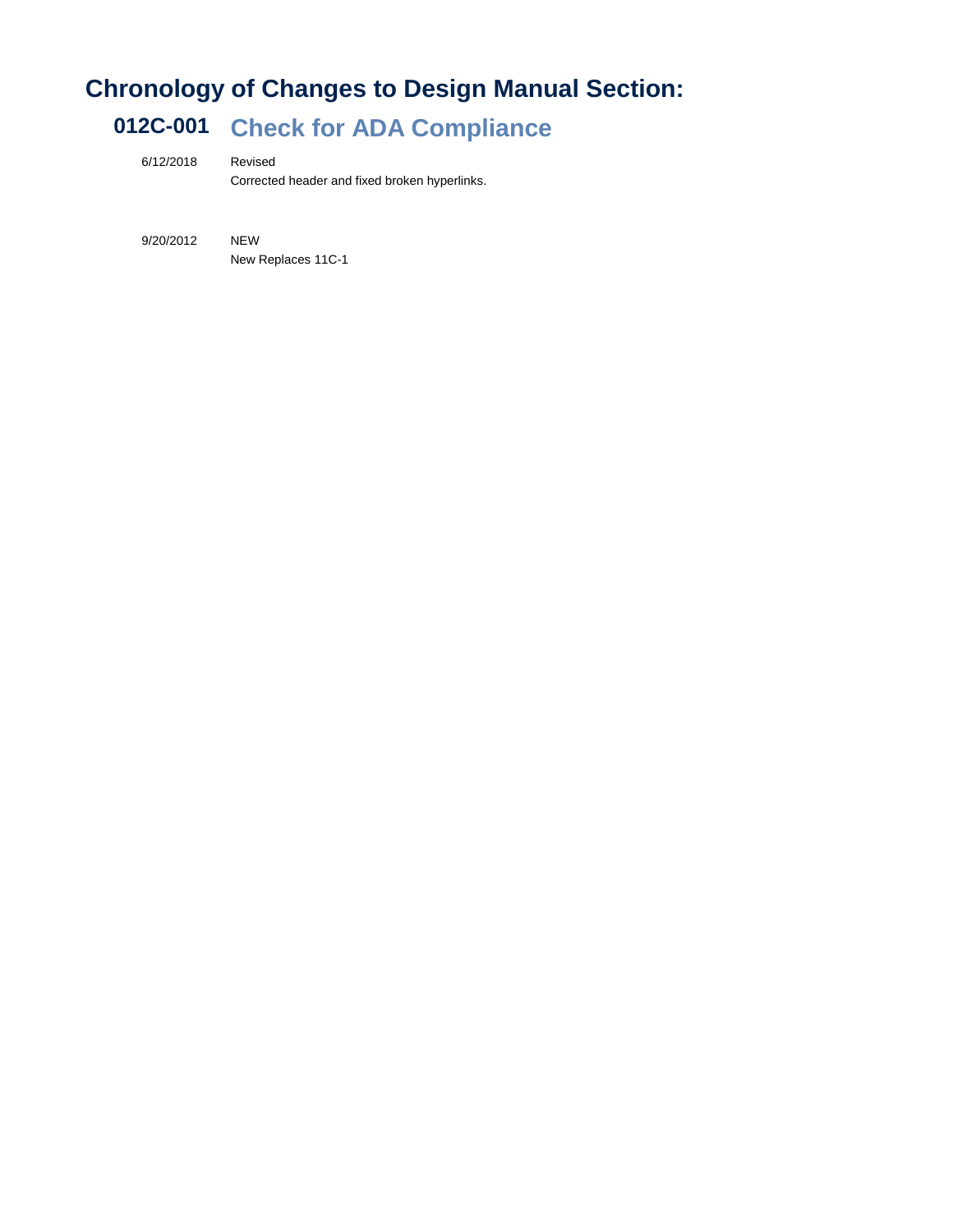# Chronology of Changes to Design Manual Section:

## 012C-001 Check for ADA Compliance

| | |
|---|---|
| 6/12/2018 | Revised<br>Corrected header and fixed broken hyperlinks. |
| 9/20/2012 | NEW<br>New Replaces 11C-1 |